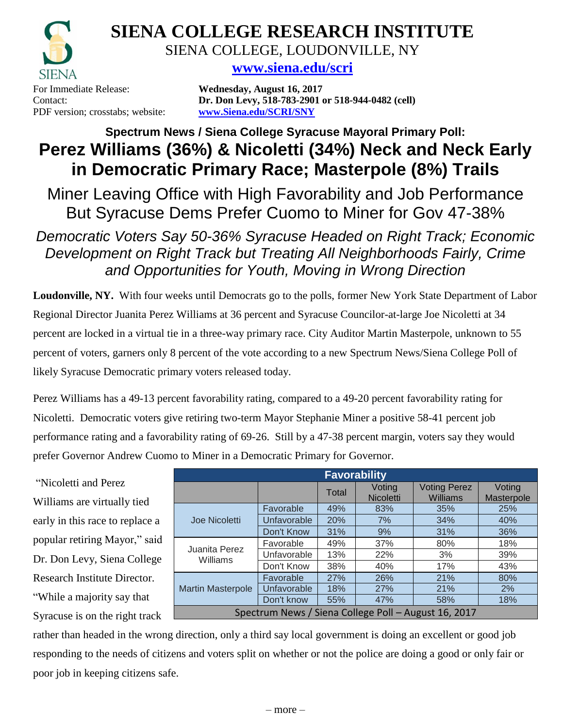# SIENA COLLEGE RESEARCH INSTITUTE

SIENA COLLEGE, LOUDONVILLE, NY

**www.siena.edu/scri**

For Immediate Release: **Wednesday, August 16, 2017**
Contact: **Dr. Don Levy, 518-783-2901 or 518-944-0482 (cell)**
PDF version; crosstabs; website: **www.Siena.edu/SCRI/SNY**

### Spectrum News / Siena College Syracuse Mayoral Primary Poll:

# Perez Williams (36%) & Nicoletti (34%) Neck and Neck Early in Democratic Primary Race; Masterpole (8%) Trails

## Miner Leaving Office with High Favorability and Job Performance But Syracuse Dems Prefer Cuomo to Miner for Gov 47-38%

*Democratic Voters Say 50-36% Syracuse Headed on Right Track; Economic Development on Right Track but Treating All Neighborhoods Fairly, Crime and Opportunities for Youth, Moving in Wrong Direction*

**Loudonville, NY.** With four weeks until Democrats go to the polls, former New York State Department of Labor Regional Director Juanita Perez Williams at 36 percent and Syracuse Councilor-at-large Joe Nicoletti at 34 percent are locked in a virtual tie in a three-way primary race. City Auditor Martin Masterpole, unknown to 55 percent of voters, garners only 8 percent of the vote according to a new Spectrum News/Siena College Poll of likely Syracuse Democratic primary voters released today.

Perez Williams has a 49-13 percent favorability rating, compared to a 49-20 percent favorability rating for Nicoletti. Democratic voters give retiring two-term Mayor Stephanie Miner a positive 58-41 percent job performance rating and a favorability rating of 69-26. Still by a 47-38 percent margin, voters say they would prefer Governor Andrew Cuomo to Miner in a Democratic Primary for Governor.

"Nicoletti and Perez Williams are virtually tied early in this race to replace a popular retiring Mayor," said Dr. Don Levy, Siena College Research Institute Director. "While a majority say that Syracuse is on the right track rather than headed in the wrong direction, only a third say local government is doing an excellent or good job responding to the needs of citizens and voters split on whether or not the police are doing a good or only fair or poor job in keeping citizens safe.

| Favorability | | | | | |
|---|---|---|---|---|---|
| | | Total | Voting Nicoletti | Voting Perez Williams | Voting Masterpole |
| Joe Nicoletti | Favorable | 49% | 83% | 35% | 25% |
| | Unfavorable | 20% | 7% | 34% | 40% |
| | Don't Know | 31% | 9% | 31% | 36% |
| Juanita Perez Williams | Favorable | 49% | 37% | 80% | 18% |
| | Unfavorable | 13% | 22% | 3% | 39% |
| | Don't Know | 38% | 40% | 17% | 43% |
| Martin Masterpole | Favorable | 27% | 26% | 21% | 80% |
| | Unfavorable | 18% | 27% | 21% | 2% |
| | Don't know | 55% | 47% | 58% | 18% |
| Spectrum News / Siena College Poll – August 16, 2017 | | | | | |

– more –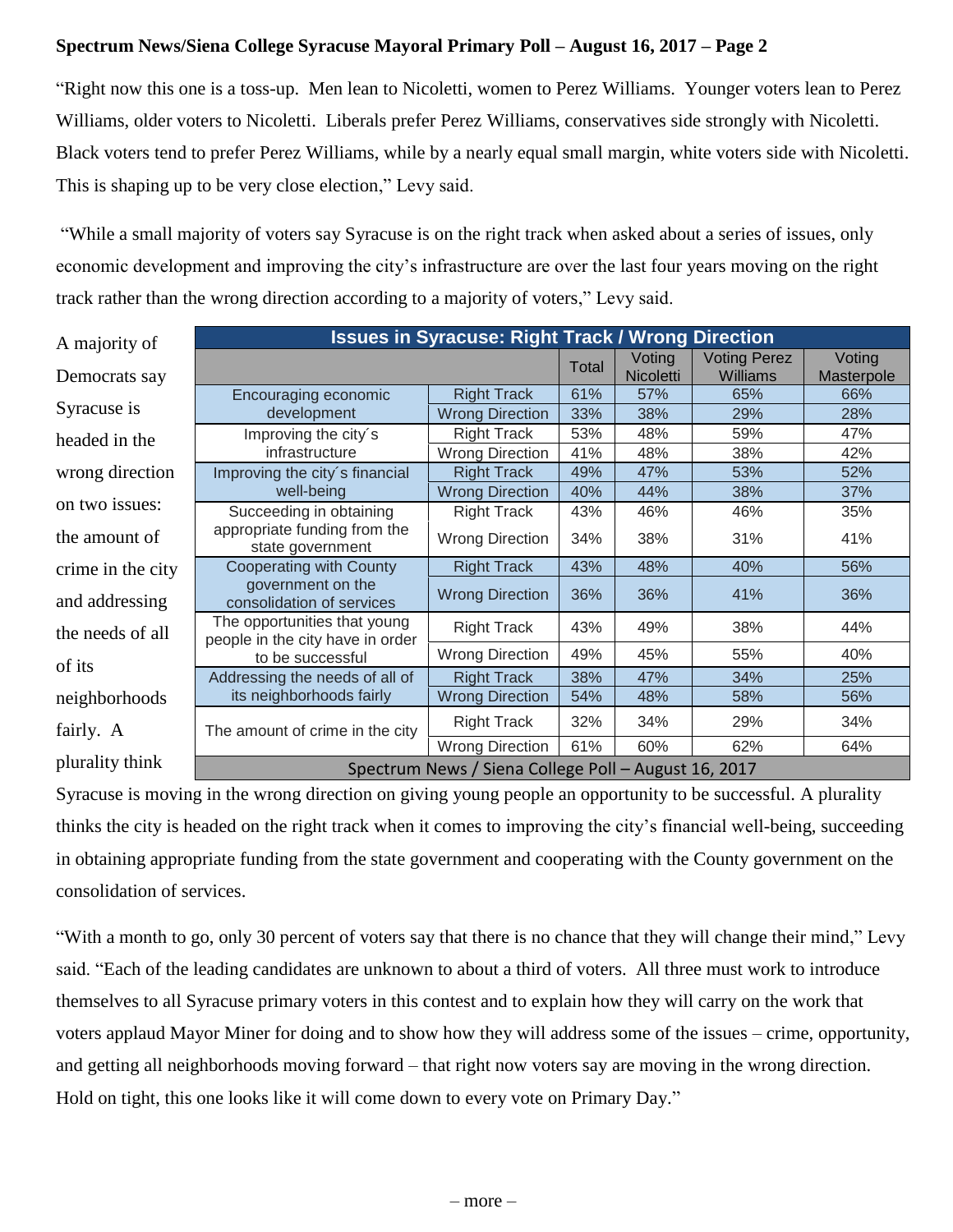"Right now this one is a toss-up. Men lean to Nicoletti, women to Perez Williams. Younger voters lean to Perez Williams, older voters to Nicoletti. Liberals prefer Perez Williams, conservatives side strongly with Nicoletti. Black voters tend to prefer Perez Williams, while by a nearly equal small margin, white voters side with Nicoletti. This is shaping up to be very close election," Levy said.

"While a small majority of voters say Syracuse is on the right track when asked about a series of issues, only economic development and improving the city's infrastructure are over the last four years moving on the right track rather than the wrong direction according to a majority of voters," Levy said.

| Issues in Syracuse: Right Track / Wrong Direction | | | | | |
|---|---|---|---|---|---|
| | | Total | Voting Nicoletti | Voting Perez Williams | Voting Masterpole |
| Encouraging economic development | Right Track | 61% | 57% | 65% | 66% |
| | Wrong Direction | 33% | 38% | 29% | 28% |
| Improving the city´s infrastructure | Right Track | 53% | 48% | 59% | 47% |
| | Wrong Direction | 41% | 48% | 38% | 42% |
| Improving the city´s financial well-being | Right Track | 49% | 47% | 53% | 52% |
| | Wrong Direction | 40% | 44% | 38% | 37% |
| Succeeding in obtaining appropriate funding from the state government | Right Track | 43% | 46% | 46% | 35% |
| | Wrong Direction | 34% | 38% | 31% | 41% |
| Cooperating with County government on the consolidation of services | Right Track | 43% | 48% | 40% | 56% |
| | Wrong Direction | 36% | 36% | 41% | 36% |
| The opportunities that young people in the city have in order to be successful | Right Track | 43% | 49% | 38% | 44% |
| | Wrong Direction | 49% | 45% | 55% | 40% |
| Addressing the needs of all of its neighborhoods fairly | Right Track | 38% | 47% | 34% | 25% |
| | Wrong Direction | 54% | 48% | 58% | 56% |
| The amount of crime in the city | Right Track | 32% | 34% | 29% | 34% |
| | Wrong Direction | 61% | 60% | 62% | 64% |
| Spectrum News / Siena College Poll – August 16, 2017 | | | | | |

A majority of Democrats say Syracuse is headed in the wrong direction on two issues: the amount of crime in the city and addressing the needs of all of its neighborhoods fairly. A plurality think Syracuse is moving in the wrong direction on giving young people an opportunity to be successful. A plurality thinks the city is headed on the right track when it comes to improving the city's financial well-being, succeeding in obtaining appropriate funding from the state government and cooperating with the County government on the consolidation of services.

"With a month to go, only 30 percent of voters say that there is no chance that they will change their mind," Levy said. "Each of the leading candidates are unknown to about a third of voters. All three must work to introduce themselves to all Syracuse primary voters in this contest and to explain how they will carry on the work that voters applaud Mayor Miner for doing and to show how they will address some of the issues – crime, opportunity, and getting all neighborhoods moving forward – that right now voters say are moving in the wrong direction. Hold on tight, this one looks like it will come down to every vote on Primary Day."

– more –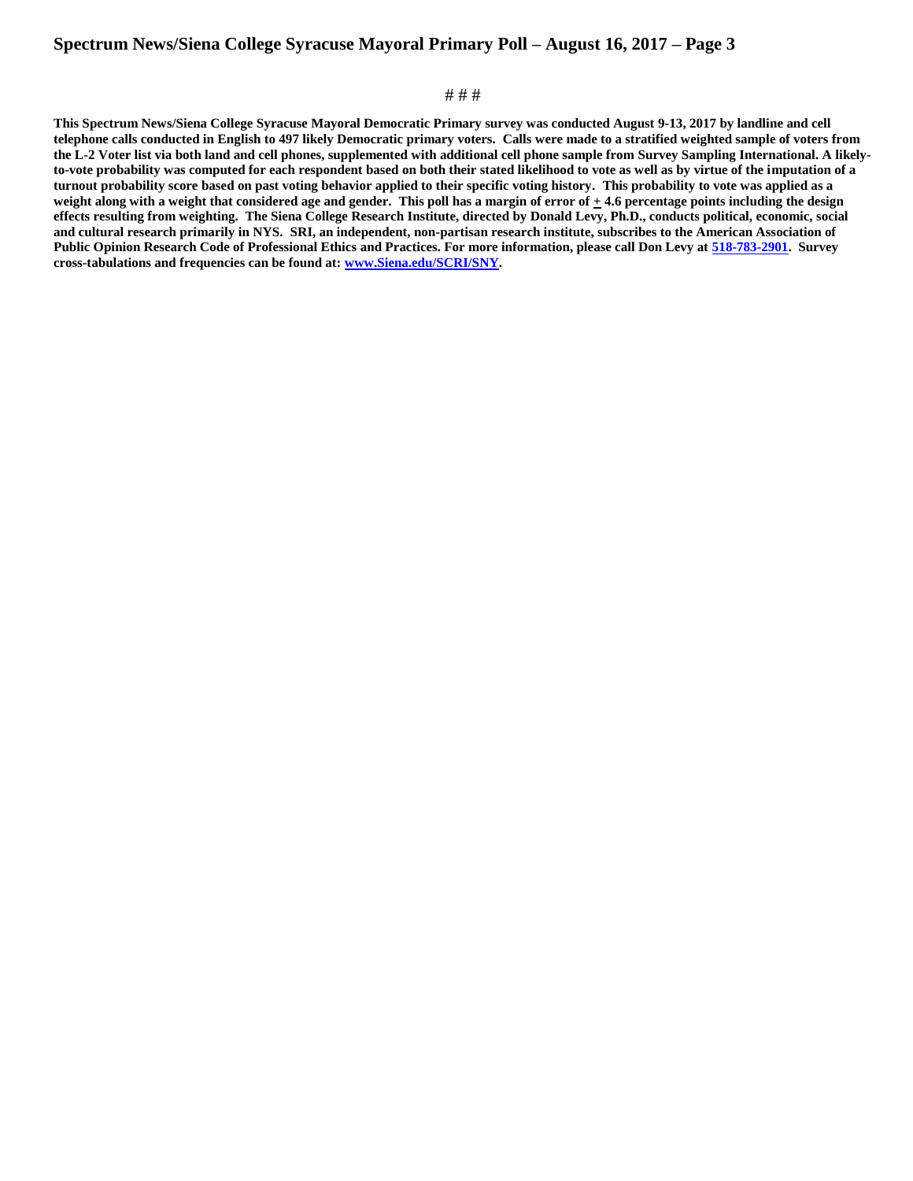# # #

**This Spectrum News/Siena College Syracuse Mayoral Democratic Primary survey was conducted August 9-13, 2017 by landline and cell telephone calls conducted in English to 497 likely Democratic primary voters. Calls were made to a stratified weighted sample of voters from the L-2 Voter list via both land and cell phones, supplemented with additional cell phone sample from Survey Sampling International. A likely-to-vote probability was computed for each respondent based on both their stated likelihood to vote as well as by virtue of the imputation of a turnout probability score based on past voting behavior applied to their specific voting history. This probability to vote was applied as a weight along with a weight that considered age and gender. This poll has a margin of error of ± 4.6 percentage points including the design effects resulting from weighting. The Siena College Research Institute, directed by Donald Levy, Ph.D., conducts political, economic, social and cultural research primarily in NYS. SRI, an independent, non-partisan research institute, subscribes to the American Association of Public Opinion Research Code of Professional Ethics and Practices. For more information, please call Don Levy at 518-783-2901. Survey cross-tabulations and frequencies can be found at: www.Siena.edu/SCRI/SNY.**